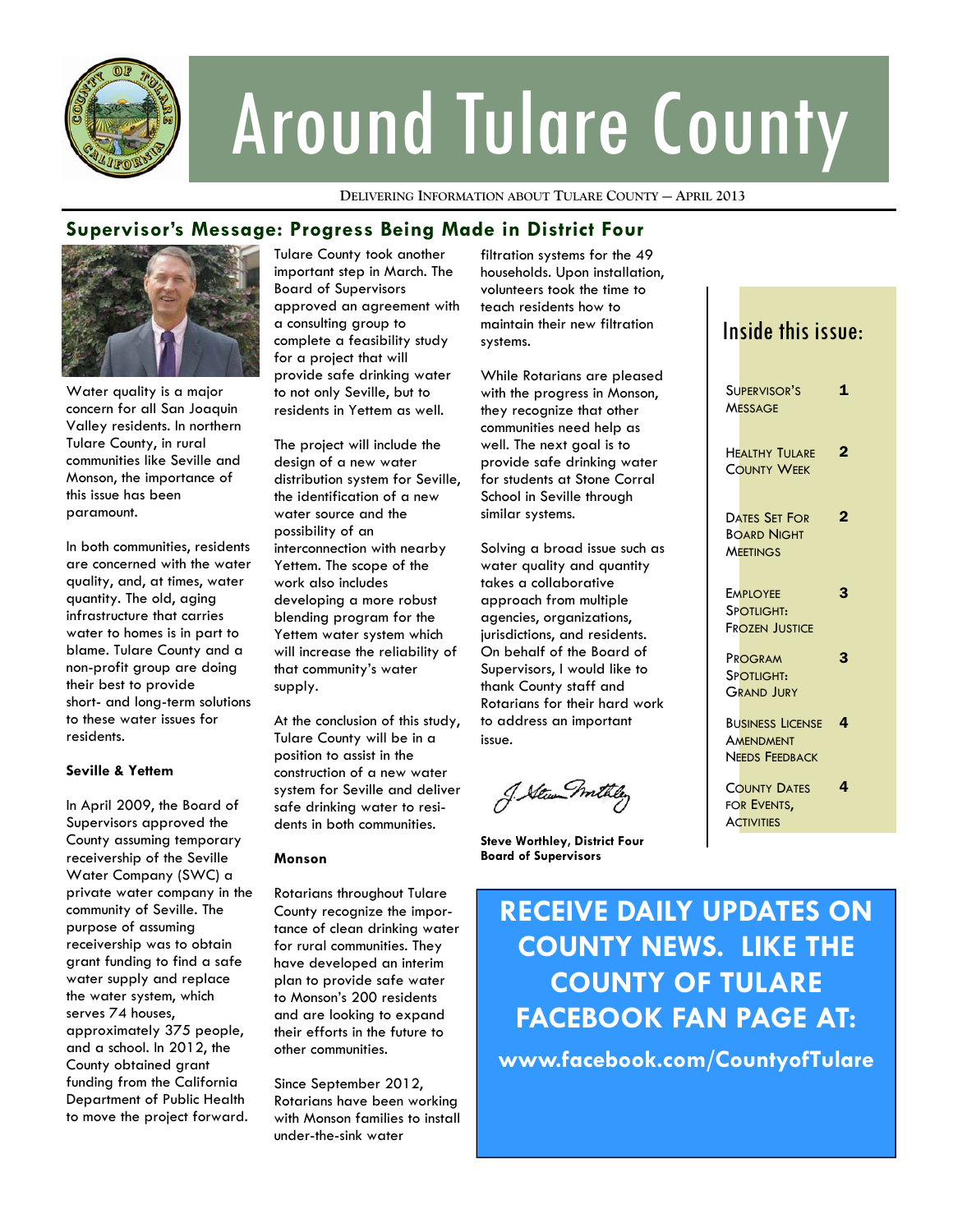# Around Tulare County

DELIVERING INFORMATION ABOUT TULARE COUNTY — APRIL 2013

## Supervisor's Message: Progress Being Made in District Four

Water quality is a major concern for all San Joaquin Valley residents. In northern Tulare County, in rural communities like Seville and Monson, the importance of this issue has been paramount.

In both communities, residents are concerned with the water quality, and, at times, water quantity. The old, aging infrastructure that carries water to homes is in part to blame. Tulare County and a non-profit group are doing their best to provide short- and long-term solutions to these water issues for residents.

### Seville & Yettem

In April 2009, the Board of Supervisors approved the County assuming temporary receivership of the Seville Water Company (SWC) a private water company in the community of Seville. The purpose of assuming receivership was to obtain grant funding to find a safe water supply and replace the water system, which serves 74 houses, approximately 375 people, and a school. In 2012, the County obtained grant funding from the California Department of Public Health to move the project forward.

Tulare County took another important step in March. The Board of Supervisors approved an agreement with a consulting group to complete a feasibility study for a project that will provide safe drinking water to not only Seville, but to residents in Yettem as well.

The project will include the design of a new water distribution system for Seville, the identification of a new water source and the possibility of an interconnection with nearby Yettem. The scope of the work also includes developing a more robust blending program for the Yettem water system which will increase the reliability of that community's water supply.

At the conclusion of this study, Tulare County will be in a position to assist in the construction of a new water system for Seville and deliver safe drinking water to residents in both communities.

### Monson

Rotarians throughout Tulare County recognize the importance of clean drinking water for rural communities. They have developed an interim plan to provide safe water to Monson's 200 residents and are looking to expand their efforts in the future to other communities.

Since September 2012, Rotarians have been working with Monson families to install under-the-sink water filtration systems for the 49 households. Upon installation, volunteers took the time to teach residents how to maintain their new filtration systems.

While Rotarians are pleased with the progress in Monson, they recognize that other communities need help as well. The next goal is to provide safe drinking water for students at Stone Corral School in Seville through similar systems.

Solving a broad issue such as water quality and quantity takes a collaborative approach from multiple agencies, organizations, jurisdictions, and residents. On behalf of the Board of Supervisors, I would like to thank County staff and Rotarians for their hard work to address an important issue.

**Steve Worthley, District Four**
**Board of Supervisors**

## Inside this issue:

| | |
|---|---|
| Supervisor's Message | 1 |
| Healthy Tulare County Week | 2 |
| Dates Set For Board Night Meetings | 2 |
| Employee Spotlight: Frozen Justice | 3 |
| Program Spotlight: Grand Jury | 3 |
| Business License Amendment Needs Feedback | 4 |
| County Dates for Events, Activities | 4 |

**RECEIVE DAILY UPDATES ON COUNTY NEWS. LIKE THE COUNTY OF TULARE FACEBOOK FAN PAGE AT:**

**www.facebook.com/CountyofTulare**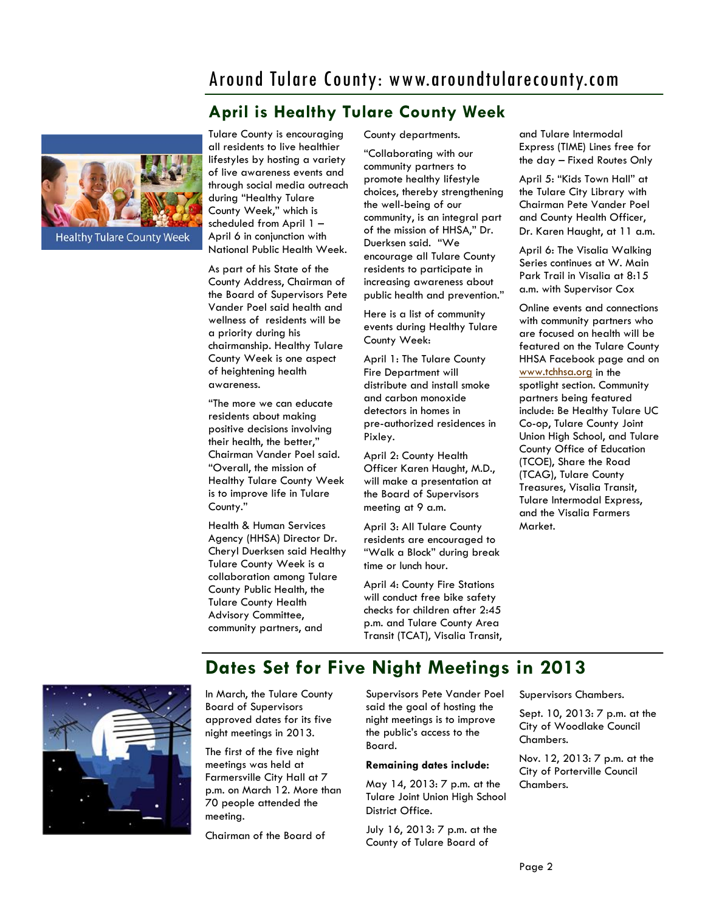## April is Healthy Tulare County Week

Healthy Tulare County Week

Tulare County is encouraging all residents to live healthier lifestyles by hosting a variety of live awareness events and through social media outreach during "Healthy Tulare County Week," which is scheduled from April 1 – April 6 in conjunction with National Public Health Week.

As part of his State of the County Address, Chairman of the Board of Supervisors Pete Vander Poel said health and wellness of residents will be a priority during his chairmanship. Healthy Tulare County Week is one aspect of heightening health awareness.

"The more we can educate residents about making positive decisions involving their health, the better," Chairman Vander Poel said. "Overall, the mission of Healthy Tulare County Week is to improve life in Tulare County."

Health & Human Services Agency (HHSA) Director Dr. Cheryl Duerksen said Healthy Tulare County Week is a collaboration among Tulare County Public Health, the Tulare County Health Advisory Committee, community partners, and County departments.

"Collaborating with our community partners to promote healthy lifestyle choices, thereby strengthening the well-being of our community, is an integral part of the mission of HHSA," Dr. Duerksen said. "We encourage all Tulare County residents to participate in increasing awareness about public health and prevention."

Here is a list of community events during Healthy Tulare County Week:

April 1: The Tulare County Fire Department will distribute and install smoke and carbon monoxide detectors in homes in pre-authorized residences in Pixley.

April 2: County Health Officer Karen Haught, M.D., will make a presentation at the Board of Supervisors meeting at 9 a.m.

April 3: All Tulare County residents are encouraged to "Walk a Block" during break time or lunch hour.

April 4: County Fire Stations will conduct free bike safety checks for children after 2:45 p.m. and Tulare County Area Transit (TCAT), Visalia Transit, and Tulare Intermodal Express (TIME) Lines free for the day – Fixed Routes Only

April 5: "Kids Town Hall" at the Tulare City Library with Chairman Pete Vander Poel and County Health Officer, Dr. Karen Haught, at 11 a.m.

April 6: The Visalia Walking Series continues at W. Main Park Trail in Visalia at 8:15 a.m. with Supervisor Cox

Online events and connections with community partners who are focused on health will be featured on the Tulare County HHSA Facebook page and on www.tchhsa.org in the spotlight section. Community partners being featured include: Be Healthy Tulare UC Co-op, Tulare County Joint Union High School, and Tulare County Office of Education (TCOE), Share the Road (TCAG), Tulare County Treasures, Visalia Transit, Tulare Intermodal Express, and the Visalia Farmers Market.

## Dates Set for Five Night Meetings in 2013

In March, the Tulare County Board of Supervisors approved dates for its five night meetings in 2013.

The first of the five night meetings was held at Farmersville City Hall at 7 p.m. on March 12. More than 70 people attended the meeting.

Chairman of the Board of Supervisors Pete Vander Poel said the goal of hosting the night meetings is to improve the public's access to the Board.

**Remaining dates include:**

May 14, 2013: 7 p.m. at the Tulare Joint Union High School District Office.

July 16, 2013: 7 p.m. at the County of Tulare Board of Supervisors Chambers.

Sept. 10, 2013: 7 p.m. at the City of Woodlake Council Chambers.

Nov. 12, 2013: 7 p.m. at the City of Porterville Council Chambers.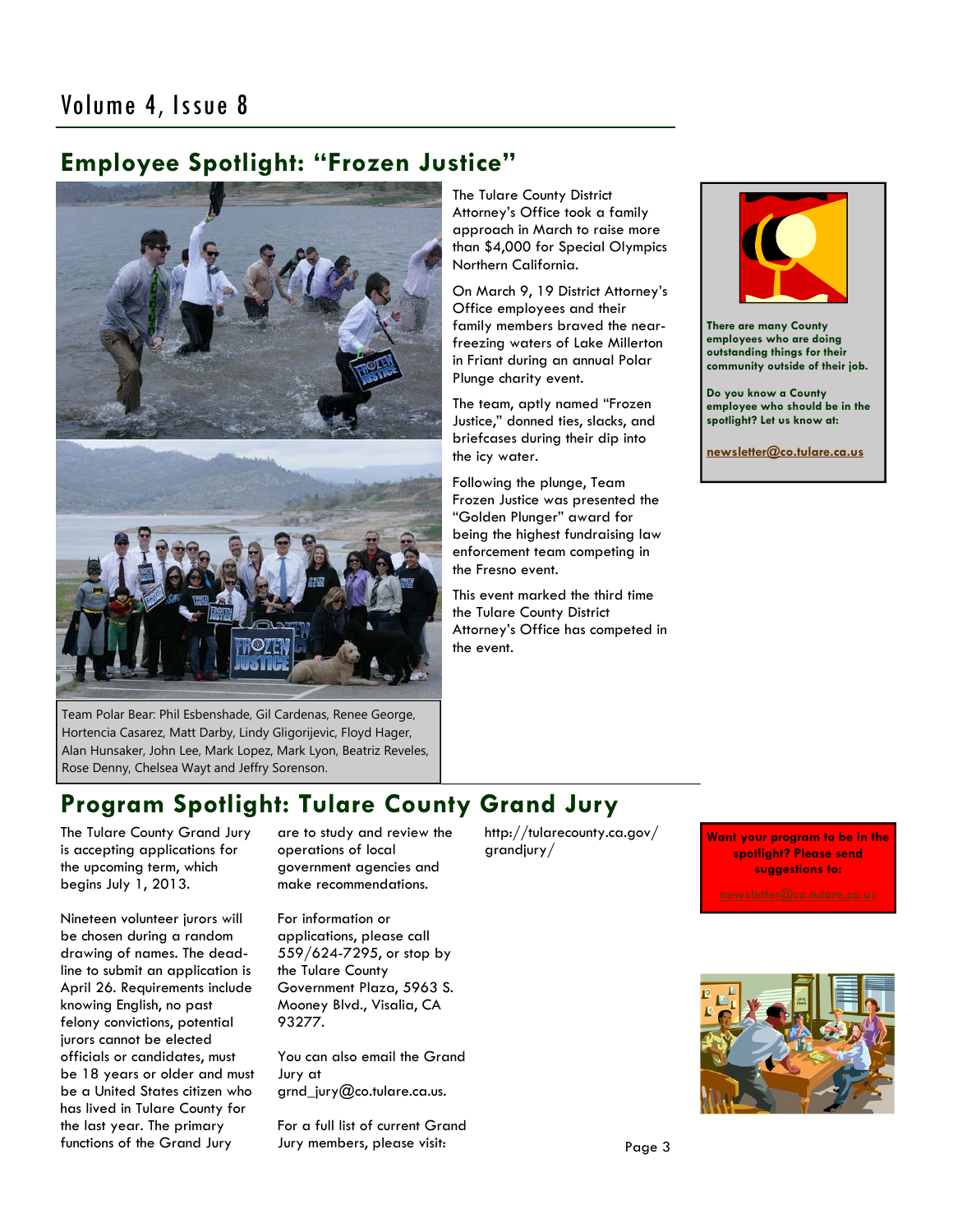## Employee Spotlight: "Frozen Justice"

The Tulare County District Attorney's Office took a family approach in March to raise more than $4,000 for Special Olympics Northern California.

On March 9, 19 District Attorney's Office employees and their family members braved the near-freezing waters of Lake Millerton in Friant during an annual Polar Plunge charity event.

The team, aptly named "Frozen Justice," donned ties, slacks, and briefcases during their dip into the icy water.

Following the plunge, Team Frozen Justice was presented the "Golden Plunger" award for being the highest fundraising law enforcement team competing in the Fresno event.

This event marked the third time the Tulare County District Attorney's Office has competed in the event.

Team Polar Bear: Phil Esbenshade, Gil Cardenas, Renee George, Hortencia Casarez, Matt Darby, Lindy Gligorijevic, Floyd Hager, Alan Hunsaker, John Lee, Mark Lopez, Mark Lyon, Beatriz Reveles, Rose Denny, Chelsea Wayt and Jeffry Sorenson.

**There are many County employees who are doing outstanding things for their community outside of their job.**

**Do you know a County employee who should be in the spotlight? Let us know at:**

**newsletter@co.tulare.ca.us**

## Program Spotlight: Tulare County Grand Jury

The Tulare County Grand Jury is accepting applications for the upcoming term, which begins July 1, 2013.

Nineteen volunteer jurors will be chosen during a random drawing of names. The deadline to submit an application is April 26. Requirements include knowing English, no past felony convictions, potential jurors cannot be elected officials or candidates, must be 18 years or older and must be a United States citizen who has lived in Tulare County for the last year. The primary functions of the Grand Jury are to study and review the operations of local government agencies and make recommendations.

For information or applications, please call 559/624-7295, or stop by the Tulare County Government Plaza, 5963 S. Mooney Blvd., Visalia, CA 93277.

You can also email the Grand Jury at grnd_jury@co.tulare.ca.us.

For a full list of current Grand Jury members, please visit: http://tularecounty.ca.gov/grandjury/

**Want your program to be in the spotlight? Please send suggestions to:**

**newsletter@co.tulare.ca.us**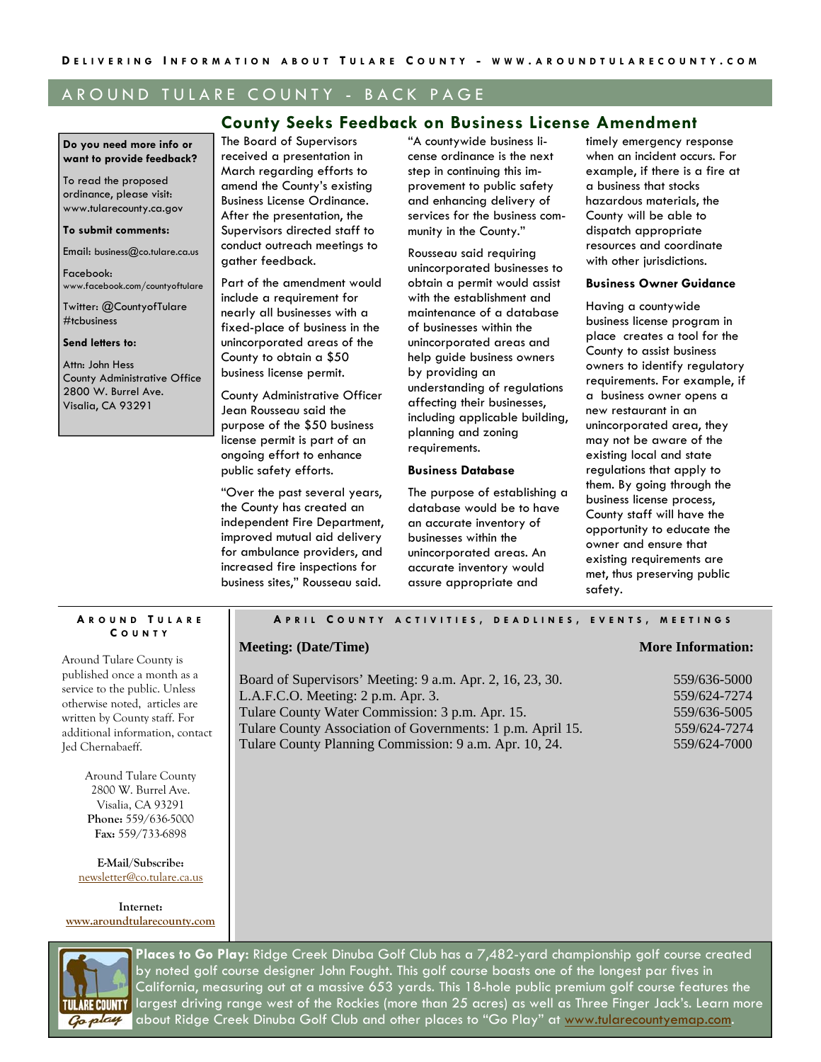## AROUND TULARE COUNTY - BACK PAGE

# County Seeks Feedback on Business License Amendment

**Do you need more info or want to provide feedback?**

To read the proposed ordinance, please visit: www.tularecounty.ca.gov

**To submit comments:**

Email: business@co.tulare.ca.us

Facebook: www.facebook.com/countyoftulare

Twitter: @CountyofTulare #tcbusiness

**Send letters to:**

Attn: John Hess
County Administrative Office
2800 W. Burrel Ave.
Visalia, CA 93291

The Board of Supervisors received a presentation in March regarding efforts to amend the County's existing Business License Ordinance. After the presentation, the Supervisors directed staff to conduct outreach meetings to gather feedback.

Part of the amendment would include a requirement for nearly all businesses with a fixed-place of business in the unincorporated areas of the County to obtain a $50 business license permit.

County Administrative Officer Jean Rousseau said the purpose of the $50 business license permit is part of an ongoing effort to enhance public safety efforts.

"Over the past several years, the County has created an independent Fire Department, improved mutual aid delivery for ambulance providers, and increased fire inspections for business sites," Rousseau said. "A countywide business license ordinance is the next step in continuing this improvement to public safety and enhancing delivery of services for the business community in the County."

Rousseau said requiring unincorporated businesses to obtain a permit would assist with the establishment and maintenance of a database of businesses within the unincorporated areas and help guide business owners by providing an understanding of regulations affecting their businesses, including applicable building, planning and zoning requirements.

**Business Database**

The purpose of establishing a database would be to have an accurate inventory of businesses within the unincorporated areas. An accurate inventory would assure appropriate and timely emergency response when an incident occurs. For example, if there is a fire at a business that stocks hazardous materials, the County will be able to dispatch appropriate resources and coordinate with other jurisdictions.

**Business Owner Guidance**

Having a countywide business license program in place creates a tool for the County to assist business owners to identify regulatory requirements. For example, if a business owner opens a new restaurant in an unincorporated area, they may not be aware of the existing local and state regulations that apply to them. By going through the business license process, County staff will have the opportunity to educate the owner and ensure that existing requirements are met, thus preserving public safety.

### AROUND TULARE COUNTY

Around Tulare County is published once a month as a service to the public. Unless otherwise noted, articles are written by County staff. For additional information, contact Jed Chernabaeff.

Around Tulare County
2800 W. Burrel Ave.
Visalia, CA 93291
**Phone:** 559/636-5000
**Fax:** 559/733-6898

**E-Mail/Subscribe:**
newsletter@co.tulare.ca.us

**Internet:**
www.aroundtularecounty.com

### APRIL COUNTY ACTIVITIES, DEADLINES, EVENTS, MEETINGS

| Meeting: (Date/Time) | More Information: |
|---|---|
| Board of Supervisors' Meeting: 9 a.m. Apr. 2, 16, 23, 30. | 559/636-5000 |
| L.A.F.C.O. Meeting: 2 p.m. Apr. 3. | 559/624-7274 |
| Tulare County Water Commission: 3 p.m. Apr. 15. | 559/636-5005 |
| Tulare County Association of Governments: 1 p.m. April 15. | 559/624-7274 |
| Tulare County Planning Commission: 9 a.m. Apr. 10, 24. | 559/624-7000 |

**Places to Go Play:** Ridge Creek Dinuba Golf Club has a 7,482-yard championship golf course created by noted golf course designer John Fought. This golf course boasts one of the longest par fives in California, measuring out at a massive 653 yards. This 18-hole public premium golf course features the largest driving range west of the Rockies (more than 25 acres) as well as Three Finger Jack's. Learn more about Ridge Creek Dinuba Golf Club and other places to "Go Play" at www.tularecountyemap.com.